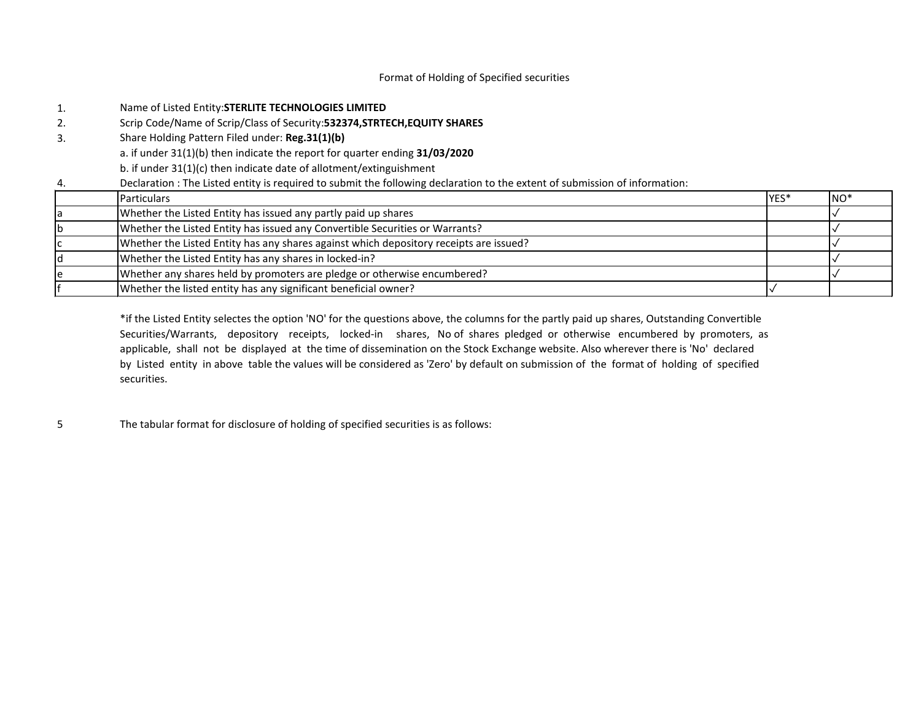Format of Holding of Specified securities

1. Name of Listed Entity:**STERLITE TECHNOLOGIES LIMITED**
2. Scrip Code/Name of Scrip/Class of Security:**532374,STRTECH,EQUITY SHARES**
3. Share Holding Pattern Filed under: **Reg.31(1)(b)**
   a. if under 31(1)(b) then indicate the report for quarter ending **31/03/2020**
   b. if under 31(1)(c) then indicate date of allotment/extinguishment
4. Declaration : The Listed entity is required to submit the following declaration to the extent of submission of information:

| | Particulars | YES* | NO* |
|---|---|---|---|
| a | Whether the Listed Entity has issued any partly paid up shares | | ✓ |
| b | Whether the Listed Entity has issued any Convertible Securities or Warrants? | | ✓ |
| c | Whether the Listed Entity has any shares against which depository receipts are issued? | | ✓ |
| d | Whether the Listed Entity has any shares in locked-in? | | ✓ |
| e | Whether any shares held by promoters are pledge or otherwise encumbered? | | ✓ |
| f | Whether the listed entity has any significant beneficial owner? | ✓ | |

*if the Listed Entity selectes the option 'NO' for the questions above, the columns for the partly paid up shares, Outstanding Convertible Securities/Warrants, depository receipts, locked-in shares, No of shares pledged or otherwise encumbered by promoters, as applicable, shall not be displayed at the time of dissemination on the Stock Exchange website. Also wherever there is 'No' declared by Listed entity in above table the values will be considered as 'Zero' by default on submission of the format of holding of specified securities.

5 The tabular format for disclosure of holding of specified securities is as follows: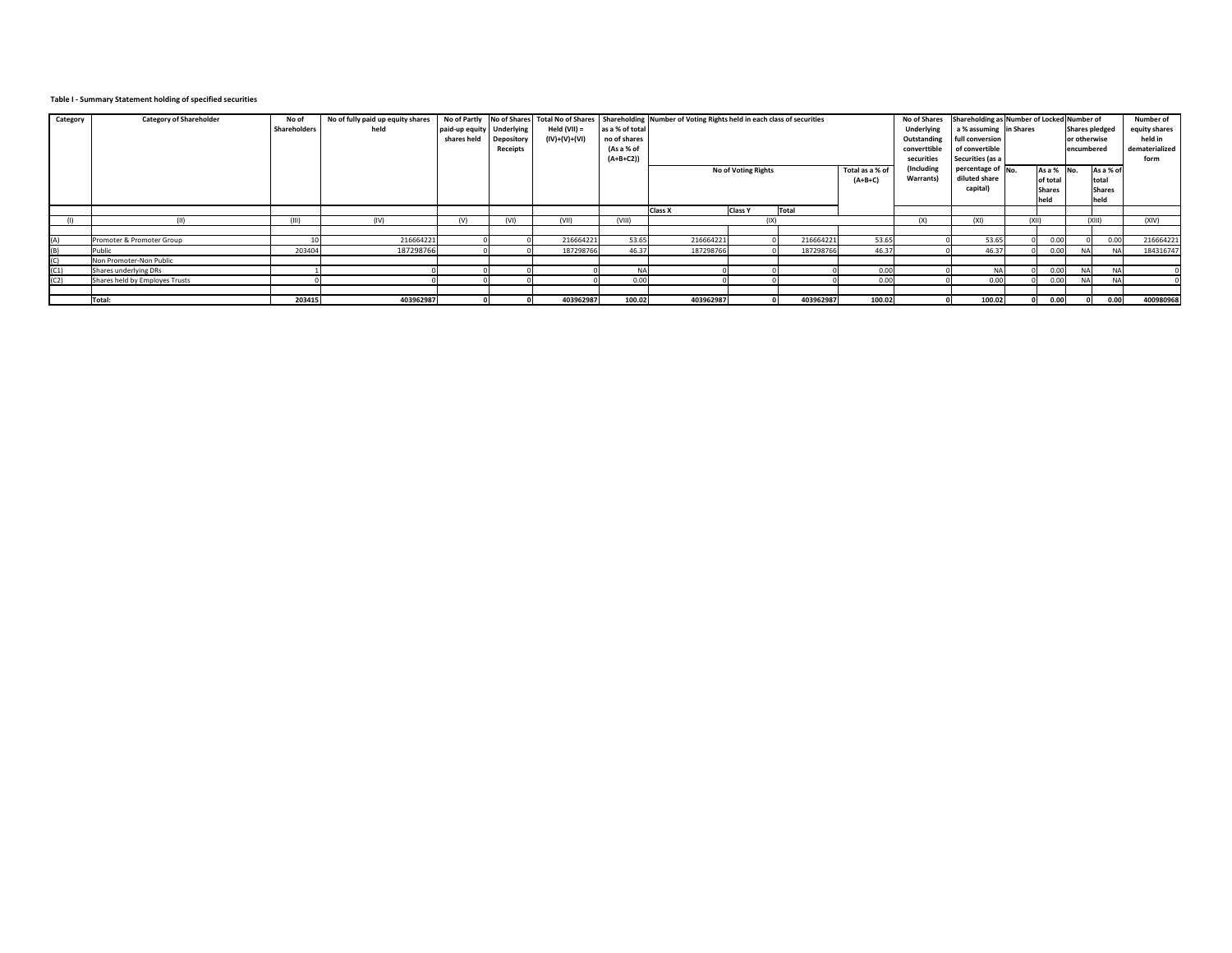**Table I - Summary Statement holding of specified securities**

| Category | Category of Shareholder | No of Shareholders | No of fully paid up equity shares held | No of Partly paid-up equity shares held | No of Shares Underlying Depository Receipts | Total No of Shares Held (VII) = (IV)+(V)+(VI) | Shareholding as a % of total no of shares (As a % of (A+B+C2)) | Number of Voting Rights held in each class of securities | | | | No of Shares Underlying Outstanding converttible securities (Including Warrants) | Shareholding as a % assuming full conversion of convertible Securities (as a percentage of diluted share capital) | Number of Locked in Shares | | Number of Shares pledged or otherwise encumbered | | Number of equity shares held in dematerialized form |
|---|---|---|---|---|---|---|---|---|---|---|---|---|---|---|---|---|---|---|
| | | | | | | | | No of Voting Rights | | | Total as a % of (A+B+C) | | | No. | As a % of total Shares held | No. | As a % of total Shares held | |
| | | | | | | | | Class X | Class Y | Total | | | | | | | | |
| (I) | (II) | (III) | (IV) | (V) | (VI) | (VII) | (VIII) | (IX) | | | | (X) | (XI) | (XII) | | (XIII) | | (XIV) |
| (A) | Promoter & Promoter Group | 10 | 216664221 | 0 | 0 | 216664221 | 53.65 | 216664221 | 0 | 216664221 | 53.65 | 0 | 53.65 | 0 | 0.00 | 0 | 0.00 | 216664221 |
| (B) | Public | 203404 | 187298766 | 0 | 0 | 187298766 | 46.37 | 187298766 | 0 | 187298766 | 46.37 | 0 | 46.37 | 0 | 0.00 | NA | NA | 184316747 |
| (C) | Non Promoter-Non Public | | | | | | | | | | | | | | | | | |
| (C1) | Shares underlying DRs | 1 | 0 | 0 | 0 | 0 | NA | 0 | 0 | 0 | 0.00 | 0 | NA | 0 | 0.00 | NA | NA | 0 |
| (C2) | Shares held by Employes Trusts | 0 | 0 | 0 | 0 | 0 | 0.00 | 0 | 0 | 0 | 0.00 | 0 | 0.00 | 0 | 0.00 | NA | NA | 0 |
| | **Total:** | **203415** | **403962987** | **0** | **0** | **403962987** | **100.02** | **403962987** | **0** | **403962987** | **100.02** | **0** | **100.02** | **0** | **0.00** | **0** | **0.00** | **400980968** |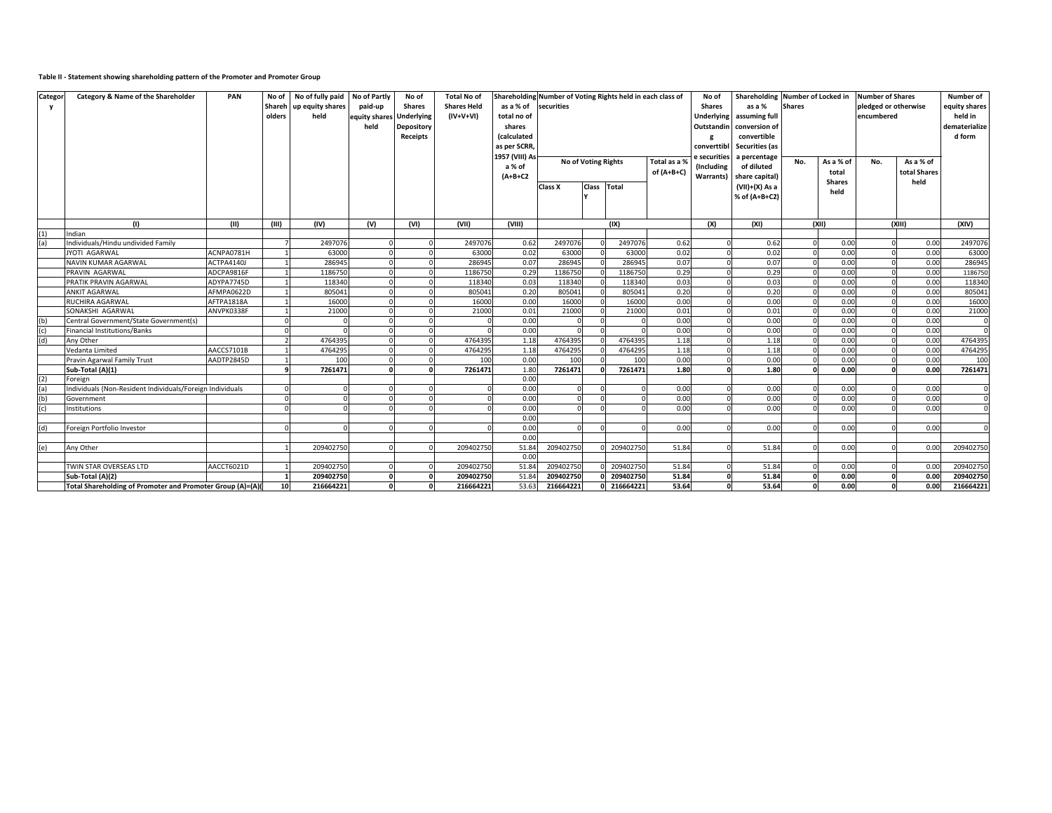**Table II - Statement showing shareholding pattern of the Promoter and Promoter Group**

| Category | Category & Name of the Shareholder | PAN | No of Shareholders | No of fully paid up equity shares held | No of Partly paid-up equity shares held | No of Shares Underlying Depository Receipts | Total No of Shares Held (IV+V+VI) | Shareholding as a % of total no of shares (calculated as per SCRR, 1957 (VIII) As a % of (A+B+C2 | Number of Voting Rights held in each class of securities | | | | No of Shares Underlying Outstanding converttible securities (Including Warrants) | Shareholding as a % assuming full conversion of convertible Securities (as a percentage of diluted share capital) (VII)+(X) As a % of (A+B+C2) | Number of Locked in Shares | | Number of Shares pledged or otherwise encumbered | | Number of equity shares held in dematerialized form |
|---|---|---|---|---|---|---|---|---|---|---|---|---|---|---|---|---|---|---|---|
| | | | | | | | | | No of Voting Rights | | | Total as a % of (A+B+C) | | | No. | As a % of total Shares held | No. | As a % of total Shares held | |
| | | | | | | | | | Class X | Class Y | Total | | | | | | | | |
| | (I) | (II) | (III) | (IV) | (V) | (VI) | (VII) | (VIII) | (IX) | | | | (X) | (XI) | (XII) | | (XIII) | | (XIV) |
| (1) | Indian | | | | | | | | | | | | | | | | | | |
| (a) | Individuals/Hindu undivided Family | | 7 | 2497076 | 0 | 0 | 2497076 | 0.62 | 2497076 | 0 | 2497076 | 0.62 | 0 | 0.62 | 0 | 0.00 | 0 | 0.00 | 2497076 |
| | JYOTI AGARWAL | ACNPA0781H | 1 | 63000 | 0 | 0 | 63000 | 0.02 | 63000 | 0 | 63000 | 0.02 | 0 | 0.02 | 0 | 0.00 | 0 | 0.00 | 63000 |
| | NAVIN KUMAR AGARWAL | ACTPA4140J | 1 | 286945 | 0 | 0 | 286945 | 0.07 | 286945 | 0 | 286945 | 0.07 | 0 | 0.07 | 0 | 0.00 | 0 | 0.00 | 286945 |
| | PRAVIN AGARWAL | ADCPA9816F | 1 | 1186750 | 0 | 0 | 1186750 | 0.29 | 1186750 | 0 | 1186750 | 0.29 | 0 | 0.29 | 0 | 0.00 | 0 | 0.00 | 1186750 |
| | PRATIK PRAVIN AGARWAL | ADYPA7745D | 1 | 118340 | 0 | 0 | 118340 | 0.03 | 118340 | 0 | 118340 | 0.03 | 0 | 0.03 | 0 | 0.00 | 0 | 0.00 | 118340 |
| | ANKIT AGARWAL | AFMPA0622D | 1 | 805041 | 0 | 0 | 805041 | 0.20 | 805041 | 0 | 805041 | 0.20 | 0 | 0.20 | 0 | 0.00 | 0 | 0.00 | 805041 |
| | RUCHIRA AGARWAL | AFTPA1818A | 1 | 16000 | 0 | 0 | 16000 | 0.00 | 16000 | 0 | 16000 | 0.00 | 0 | 0.00 | 0 | 0.00 | 0 | 0.00 | 16000 |
| | SONAKSHI AGARWAL | ANVPK0338F | 1 | 21000 | 0 | 0 | 21000 | 0.01 | 21000 | 0 | 21000 | 0.01 | 0 | 0.01 | 0 | 0.00 | 0 | 0.00 | 21000 |
| (b) | Central Government/State Government(s) | | 0 | 0 | 0 | 0 | 0 | 0.00 | 0 | 0 | 0 | 0.00 | 0 | 0.00 | 0 | 0.00 | 0 | 0.00 | 0 |
| (c) | Financial Institutions/Banks | | 0 | 0 | 0 | 0 | 0 | 0.00 | 0 | 0 | 0 | 0.00 | 0 | 0.00 | 0 | 0.00 | 0 | 0.00 | 0 |
| (d) | Any Other | | 2 | 4764395 | 0 | 0 | 4764395 | 1.18 | 4764395 | 0 | 4764395 | 1.18 | 0 | 1.18 | 0 | 0.00 | 0 | 0.00 | 4764395 |
| | Vedanta Limited | AACCS7101B | 1 | 4764295 | 0 | 0 | 4764295 | 1.18 | 4764295 | 0 | 4764295 | 1.18 | 0 | 1.18 | 0 | 0.00 | 0 | 0.00 | 4764295 |
| | Pravin Agarwal Family Trust | AADTP2845D | 1 | 100 | 0 | 0 | 100 | 0.00 | 100 | 0 | 100 | 0.00 | 0 | 0.00 | 0 | 0.00 | 0 | 0.00 | 100 |
| | **Sub-Total (A)(1)** | | **9** | **7261471** | **0** | **0** | **7261471** | **1.80** | **7261471** | **0** | **7261471** | **1.80** | **0** | **1.80** | **0** | **0.00** | **0** | **0.00** | **7261471** |
| (2) | Foreign | | | | | | | 0.00 | | | | | | | | | | | |
| (a) | Individuals (Non-Resident Individuals/Foreign Individuals | | 0 | 0 | 0 | 0 | 0 | 0.00 | 0 | 0 | 0 | 0.00 | 0 | 0.00 | 0 | 0.00 | 0 | 0.00 | 0 |
| (b) | Government | | 0 | 0 | 0 | 0 | 0 | 0.00 | 0 | 0 | 0 | 0.00 | 0 | 0.00 | 0 | 0.00 | 0 | 0.00 | 0 |
| (c) | Institutions | | 0 | 0 | 0 | 0 | 0 | 0.00 | 0 | 0 | 0 | 0.00 | 0 | 0.00 | 0 | 0.00 | 0 | 0.00 | 0 |
| | | | | | | | | 0.00 | | | | | | | | | | | |
| (d) | Foreign Portfolio Investor | | 0 | 0 | 0 | 0 | 0 | 0.00 | 0 | 0 | 0 | 0.00 | 0 | 0.00 | 0 | 0.00 | 0 | 0.00 | 0 |
| | | | | | | | | 0.00 | | | | | | | | | | | |
| (e) | Any Other | | 1 | 209402750 | 0 | 0 | 209402750 | 51.84 | 209402750 | 0 | 209402750 | 51.84 | 0 | 51.84 | 0 | 0.00 | 0 | 0.00 | 209402750 |
| | | | | | | | | 0.00 | | | | | | | | | | | |
| | TWIN STAR OVERSEAS LTD | AACCT6021D | 1 | 209402750 | 0 | 0 | 209402750 | 51.84 | 209402750 | 0 | 209402750 | 51.84 | 0 | 51.84 | 0 | 0.00 | 0 | 0.00 | 209402750 |
| | **Sub-Total (A)(2)** | | **1** | **209402750** | **0** | **0** | **209402750** | **51.84** | **209402750** | **0** | **209402750** | **51.84** | **0** | **51.84** | **0** | **0.00** | **0** | **0.00** | **209402750** |
| | **Total Shareholding of Promoter and Promoter Group (A)=(A)(** | | **10** | **216664221** | **0** | **0** | **216664221** | 53.63 | **216664221** | **0** | **216664221** | **53.64** | **0** | **53.64** | **0** | **0.00** | **0** | **0.00** | **216664221** |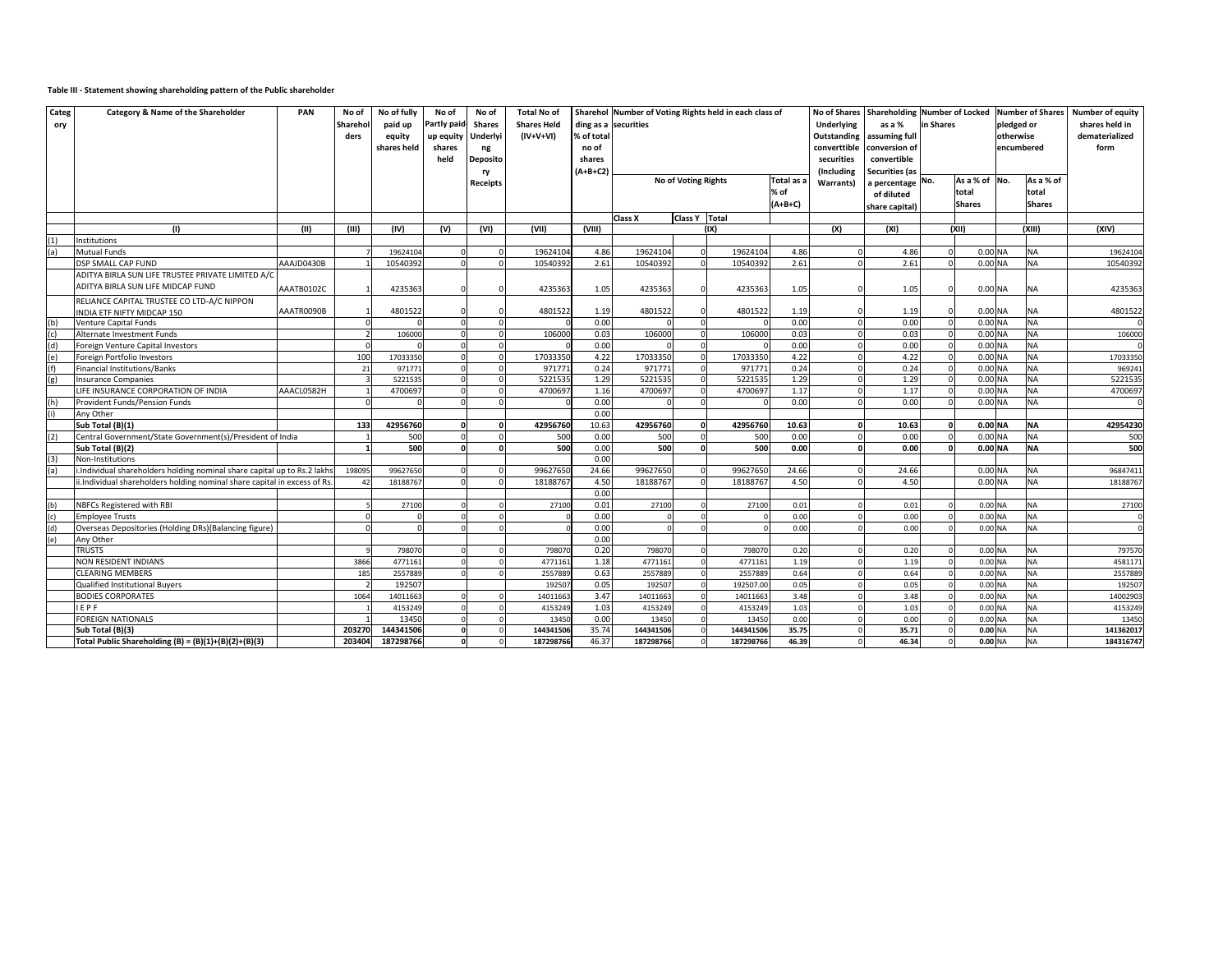**Table III - Statement showing shareholding pattern of the Public shareholder**

| Category | Category & Name of the Shareholder | PAN | No of Shareholders | No of fully paid up equity shares held | No of Partly paid-up equity shares held | No of Shares Underlying Depository Receipts | Total No of Shares Held (IV+V+VI) | Shareholding as a % of total no of shares (A+B+C2) | Number of Voting Rights held in each class of securities | | | | No of Shares Underlying Outstanding converttible securities (Including Warrants) | Shareholding as a % assuming full conversion of convertible Securities (as a percentage of diluted share capital) | Number of Locked in Shares | | Number of Shares pledged or otherwise encumbered | | Number of equity shares held in dematerialized form |
|---|---|---|---|---|---|---|---|---|---|---|---|---|---|---|---|---|---|---|---|
| | | | | | | | | | No of Voting Rights | | | Total as a % of (A+B+C) | | | No. | As a % of total Shares | No. | As a % of total Shares | |
| | | | | | | | | | Class X | Class Y | Total | | | | | | | | |
| | (I) | (II) | (III) | (IV) | (V) | (VI) | (VII) | (VIII) | (IX) | | | | (X) | (XI) | (XII) | | (XIII) | | (XIV) |
| (1) | Institutions | | | | | | | | | | | | | | | | | | |
| (a) | Mutual Funds | | 7 | 19624104 | 0 | 0 | 19624104 | 4.86 | 19624104 | 0 | 19624104 | 4.86 | 0 | 4.86 | 0 | 0.00 | NA | NA | 19624104 |
| | DSP SMALL CAP FUND | AAAJD0430B | 1 | 10540392 | 0 | 0 | 10540392 | 2.61 | 10540392 | 0 | 10540392 | 2.61 | 0 | 2.61 | 0 | 0.00 | NA | NA | 10540392 |
| | ADITYA BIRLA SUN LIFE TRUSTEE PRIVATE LIMITED A/C ADITYA BIRLA SUN LIFE MIDCAP FUND | AAATB0102C | 1 | 4235363 | 0 | 0 | 4235363 | 1.05 | 4235363 | 0 | 4235363 | 1.05 | 0 | 1.05 | 0 | 0.00 | NA | NA | 4235363 |
| | RELIANCE CAPITAL TRUSTEE CO LTD-A/C NIPPON INDIA ETF NIFTY MIDCAP 150 | AAATR0090B | 1 | 4801522 | 0 | 0 | 4801522 | 1.19 | 4801522 | 0 | 4801522 | 1.19 | 0 | 1.19 | 0 | 0.00 | NA | NA | 4801522 |
| (b) | Venture Capital Funds | | 0 | 0 | 0 | 0 | 0 | 0.00 | 0 | 0 | 0 | 0.00 | 0 | 0.00 | 0 | 0.00 | NA | NA | 0 |
| (c) | Alternate Investment Funds | | 2 | 106000 | 0 | 0 | 106000 | 0.03 | 106000 | 0 | 106000 | 0.03 | 0 | 0.03 | 0 | 0.00 | NA | NA | 106000 |
| (d) | Foreign Venture Capital Investors | | 0 | 0 | 0 | 0 | 0 | 0.00 | 0 | 0 | 0 | 0.00 | 0 | 0.00 | 0 | 0.00 | NA | NA | 0 |
| (e) | Foreign Portfolio Investors | | 100 | 17033350 | 0 | 0 | 17033350 | 4.22 | 17033350 | 0 | 17033350 | 4.22 | 0 | 4.22 | 0 | 0.00 | NA | NA | 17033350 |
| (f) | Financial Institutions/Banks | | 21 | 971771 | 0 | 0 | 971771 | 0.24 | 971771 | 0 | 971771 | 0.24 | 0 | 0.24 | 0 | 0.00 | NA | NA | 969241 |
| (g) | Insurance Companies | | 3 | 5221535 | 0 | 0 | 5221535 | 1.29 | 5221535 | 0 | 5221535 | 1.29 | 0 | 1.29 | 0 | 0.00 | NA | NA | 5221535 |
| | LIFE INSURANCE CORPORATION OF INDIA | AAACL0582H | 1 | 4700697 | 0 | 0 | 4700697 | 1.16 | 4700697 | 0 | 4700697 | 1.17 | 0 | 1.17 | 0 | 0.00 | NA | NA | 4700697 |
| (h) | Provident Funds/Pension Funds | | 0 | 0 | 0 | 0 | 0 | 0.00 | 0 | 0 | 0 | 0.00 | 0 | 0.00 | 0 | 0.00 | NA | NA | 0 |
| (i) | Any Other | | | | | | | 0.00 | | | | | | | | | | | |
| | **Sub Total (B)(1)** | | **133** | **42956760** | **0** | **0** | **42956760** | **10.63** | **42956760** | **0** | **42956760** | **10.63** | **0** | **10.63** | **0** | **0.00** | **NA** | **NA** | **42954230** |
| (2) | Central Government/State Government(s)/President of India | | 1 | 500 | 0 | 0 | 500 | 0.00 | 500 | 0 | 500 | 0.00 | 0 | 0.00 | 0 | 0.00 | NA | NA | 500 |
| | **Sub Total (B)(2)** | | **1** | **500** | **0** | **0** | **500** | **0.00** | **500** | **0** | **500** | **0.00** | **0** | **0.00** | **0** | **0.00** | **NA** | **NA** | **500** |
| (3) | Non-Institutions | | | | | | | 0.00 | | | | | | | | | | | |
| (a) | i.Individual shareholders holding nominal share capital up to Rs.2 lakhs | | 198095 | 99627650 | 0 | 0 | 99627650 | 24.66 | 99627650 | 0 | 99627650 | 24.66 | 0 | 24.66 | | 0.00 | NA | NA | 96847411 |
| | ii.Individual shareholders holding nominal share capital in excess of Rs. | | 42 | 18188767 | 0 | 0 | 18188767 | 4.50 | 18188767 | 0 | 18188767 | 4.50 | 0 | 4.50 | | 0.00 | NA | NA | 18188767 |
| | | | | | | | | 0.00 | | | | | | | | | | | |
| (b) | NBFCs Registered with RBI | | 5 | 27100 | 0 | 0 | 27100 | 0.01 | 27100 | 0 | 27100 | 0.01 | 0 | 0.01 | 0 | 0.00 | NA | NA | 27100 |
| (c) | Employee Trusts | | 0 | 0 | 0 | 0 | 0 | 0.00 | 0 | 0 | 0 | 0.00 | 0 | 0.00 | 0 | 0.00 | NA | NA | 0 |
| (d) | Overseas Depositories (Holding DRs)(Balancing figure) | | 0 | 0 | 0 | 0 | 0 | 0.00 | 0 | 0 | 0 | 0.00 | 0 | 0.00 | 0 | 0.00 | NA | NA | 0 |
| (e) | Any Other | | | | | | | 0.00 | | | | | | | | | | | |
| | TRUSTS | | 9 | 798070 | 0 | 0 | 798070 | 0.20 | 798070 | 0 | 798070 | 0.20 | 0 | 0.20 | 0 | 0.00 | NA | NA | 797570 |
| | NON RESIDENT INDIANS | | 3866 | 4771161 | 0 | 0 | 4771161 | 1.18 | 4771161 | 0 | 4771161 | 1.19 | 0 | 1.19 | 0 | 0.00 | NA | NA | 4581171 |
| | CLEARING MEMBERS | | 185 | 2557889 | 0 | 0 | 2557889 | 0.63 | 2557889 | 0 | 2557889 | 0.64 | 0 | 0.64 | 0 | 0.00 | NA | NA | 2557889 |
| | Qualified Institutional Buyers | | 2 | 192507 | | | 192507 | 0.05 | 192507 | 0 | 192507.00 | 0.05 | 0 | 0.05 | 0 | 0.00 | NA | NA | 192507 |
| | BODIES CORPORATES | | 1064 | 14011663 | 0 | 0 | 14011663 | 3.47 | 14011663 | 0 | 14011663 | 3.48 | 0 | 3.48 | 0 | 0.00 | NA | NA | 14002903 |
| | I E P F | | 1 | 4153249 | 0 | 0 | 4153249 | 1.03 | 4153249 | 0 | 4153249 | 1.03 | 0 | 1.03 | 0 | 0.00 | NA | NA | 4153249 |
| | FOREIGN NATIONALS | | 1 | 13450 | 0 | 0 | 13450 | 0.00 | 13450 | 0 | 13450 | 0.00 | 0 | 0.00 | 0 | 0.00 | NA | NA | 13450 |
| | **Sub Total (B)(3)** | | **203270** | **144341506** | **0** | 0 | **144341506** | **35.74** | **144341506** | 0 | **144341506** | **35.75** | 0 | **35.71** | 0 | **0.00** | NA | NA | **141362017** |
| | **Total Public Shareholding (B) = (B)(1)+(B)(2)+(B)(3)** | | **203404** | **187298766** | **0** | 0 | **187298766** | **46.37** | **187298766** | 0 | **187298766** | **46.39** | 0 | **46.34** | 0 | **0.00** | NA | NA | **184316747** |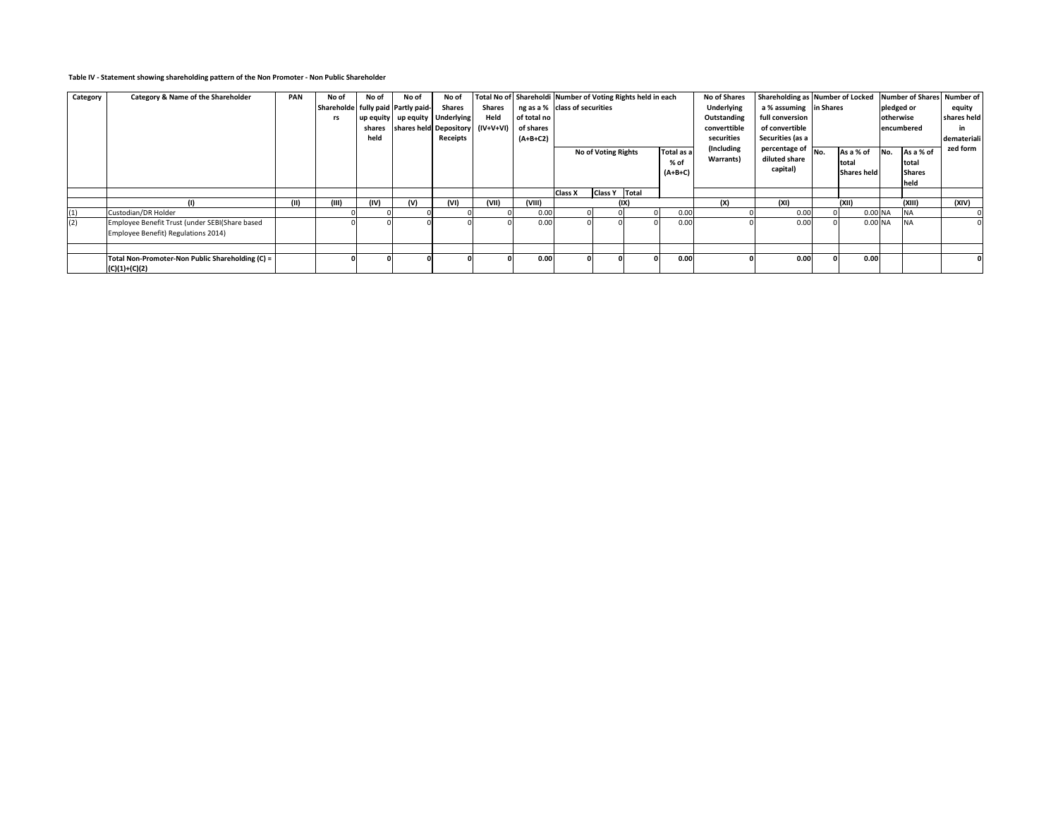**Table IV - Statement showing shareholding pattern of the Non Promoter - Non Public Shareholder**

| Category | Category & Name of the Shareholder | PAN | No of Shareholders | No of fully paid up equity shares held | No of Partly paid-up equity shares held | No of Shares Underlying Depository Receipts | Total No of Shares Held (IV+V+VI) | Shareholding as a % of total no of shares (A+B+C2) | Number of Voting Rights held in each class of securities | | | | No of Shares Underlying Outstanding converttible securities (Including Warrants) | Shareholding as a % assuming full conversion of convertible Securities (as a percentage of diluted share capital) | Number of Locked in Shares | | Number of Shares pledged or otherwise encumbered | | Number of equity shares held in dematerialized form |
|---|---|---|---|---|---|---|---|---|---|---|---|---|---|---|---|---|---|---|---|
| | | | | | | | | | No of Voting Rights | | | Total as a % of (A+B+C) | | | No. | As a % of total Shares held | No. | As a % of total Shares held | |
| | | | | | | | | | Class X | Class Y | Total | | | | | | | | |
| | (I) | (II) | (III) | (IV) | (V) | (VI) | (VII) | (VIII) | (IX) | | | | (X) | (XI) | (XII) | | (XIII) | | (XIV) |
| (1) | Custodian/DR Holder | | 0 | 0 | 0 | 0 | 0 | 0.00 | 0 | 0 | 0 | 0.00 | 0 | 0.00 | 0 | 0.00 | NA | NA | 0 |
| (2) | Employee Benefit Trust (under SEBI(Share based Employee Benefit) Regulations 2014) | | 0 | 0 | 0 | 0 | 0 | 0.00 | 0 | 0 | 0 | 0.00 | 0 | 0.00 | 0 | 0.00 | NA | NA | 0 |
| | | | | | | | | | | | | | | | | | | | |
| | **Total Non-Promoter-Non Public Shareholding (C) = (C)(1)+(C)(2)** | | **0** | **0** | **0** | **0** | **0** | **0.00** | **0** | **0** | **0** | **0.00** | **0** | **0.00** | **0** | **0.00** | | | **0** |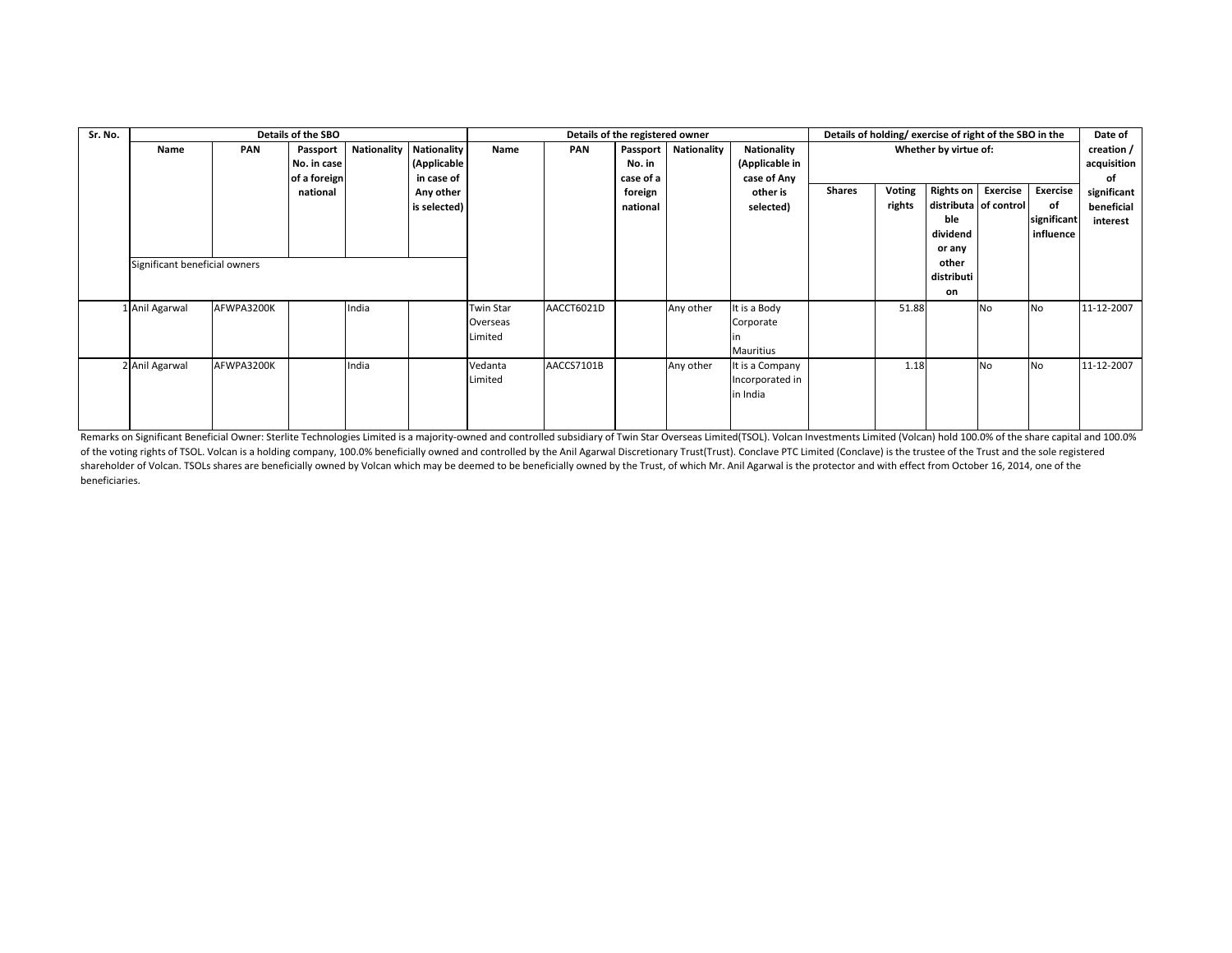| Sr. No. | Details of the SBO | | | | | Details of the registered owner | | | | | Details of holding/ exercise of right of the SBO in the | | | | | Date of creation / acquisition of significant beneficial interest |
|---|---|---|---|---|---|---|---|---|---|---|---|---|---|---|---|---|
| | Name | PAN | Passport No. in case of a foreign national | Nationality | Nationality (Applicable in case of Any other is selected) | Name | PAN | Passport No. in case of a foreign national | Nationality | Nationality (Applicable in case of Any other is selected) | Whether by virtue of: | | | | | |
| | | | | | | | | | | | Shares | Voting rights | Rights on distributable dividend or any other distribution | Exercise of control | Exercise of significant influence | |
| | Significant beneficial owners | | | | | | | | | | | | | | | |
| 1 | Anil Agarwal | AFWPA3200K | | India | | Twin Star Overseas Limited | AACCT6021D | | Any other | It is a Body Corporate in Mauritius | | 51.88 | | No | No | 11-12-2007 |
| 2 | Anil Agarwal | AFWPA3200K | | India | | Vedanta Limited | AACCS7101B | | Any other | It is a Company Incorporated in in India | | 1.18 | | No | No | 11-12-2007 |

Remarks on Significant Beneficial Owner: Sterlite Technologies Limited is a majority-owned and controlled subsidiary of Twin Star Overseas Limited(TSOL). Volcan Investments Limited (Volcan) hold 100.0% of the share capital and 100.0% of the voting rights of TSOL. Volcan is a holding company, 100.0% beneficially owned and controlled by the Anil Agarwal Discretionary Trust(Trust). Conclave PTC Limited (Conclave) is the trustee of the Trust and the sole registered shareholder of Volcan. TSOLs shares are beneficially owned by Volcan which may be deemed to be beneficially owned by the Trust, of which Mr. Anil Agarwal is the protector and with effect from October 16, 2014, one of the beneficiaries.